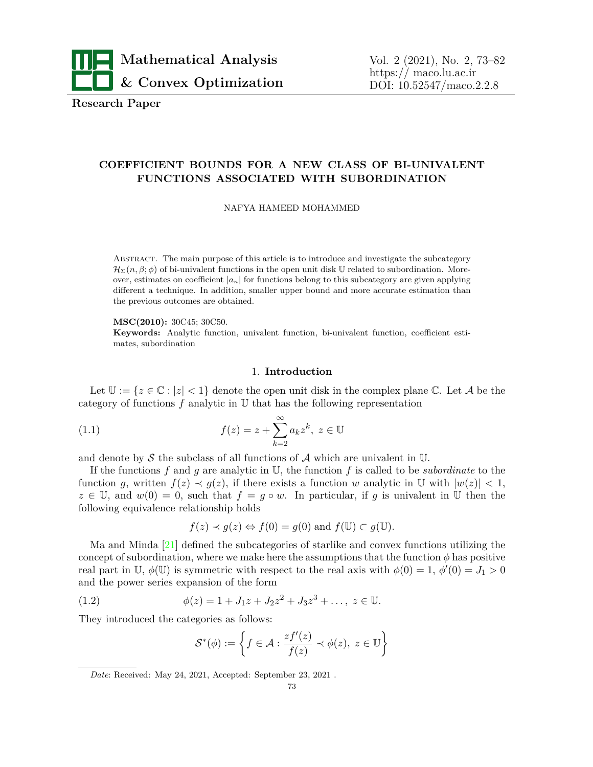**Research Paper**

# COEFFICIENT BOUNDS FOR A NEW CLASS OF BI-UNIVALENT FUNCTIONS ASSOCIATED WITH SUBORDINATION

NAFYA HAMEED MOHAMMED

Abstract. The main purpose of this article is to introduce and investigate the subcategory $\mathcal{H}_\Sigma(n,\beta;\phi)$ of bi-univalent functions in the open unit disk $\mathbb{U}$ related to subordination. Moreover, estimates on coefficient $|a_n|$ for functions belong to this subcategory are given applying different a technique. In addition, smaller upper bound and more accurate estimation than the previous outcomes are obtained.

**MSC(2010):** 30C45; 30C50.

**Keywords:** Analytic function, univalent function, bi-univalent function, coefficient estimates, subordination

## 1. Introduction

Let $\mathbb{U} := \{z \in \mathbb{C} : |z| < 1\}$ denote the open unit disk in the complex plane $\mathbb{C}$. Let $\mathcal{A}$ be the category of functions $f$ analytic in $\mathbb{U}$ that has the following representation

$$f(z) = z + \sum_{k=2}^{\infty} a_k z^k,\ z \in \mathbb{U} \tag{1.1}$$

and denote by $\mathcal{S}$ the subclass of all functions of $\mathcal{A}$ which are univalent in $\mathbb{U}$.

If the functions $f$ and $g$ are analytic in $\mathbb{U}$, the function $f$ is called to be *subordinate* to the function $g$, written $f(z) \prec g(z)$, if there exists a function $w$ analytic in $\mathbb{U}$ with $|w(z)| < 1$, $z \in \mathbb{U}$, and $w(0) = 0$, such that $f = g \circ w$. In particular, if $g$ is univalent in $\mathbb{U}$ then the following equivalence relationship holds

$$f(z) \prec g(z) \Leftrightarrow f(0) = g(0) \text{ and } f(\mathbb{U}) \subset g(\mathbb{U}).$$

Ma and Minda [21] defined the subcategories of starlike and convex functions utilizing the concept of subordination, where we make here the assumptions that the function $\phi$ has positive real part in $\mathbb{U}$, $\phi(\mathbb{U})$ is symmetric with respect to the real axis with $\phi(0) = 1$, $\phi'(0) = J_1 > 0$ and the power series expansion of the form

$$\phi(z) = 1 + J_1 z + J_2 z^2 + J_3 z^3 + \ldots,\ z \in \mathbb{U}. \tag{1.2}$$

They introduced the categories as follows:

$$\mathcal{S}^*(\phi) := \left\{ f \in \mathcal{A} : \frac{zf'(z)}{f(z)} \prec \phi(z),\ z \in \mathbb{U} \right\}$$

*Date*: Received: May 24, 2021, Accepted: September 23, 2021 .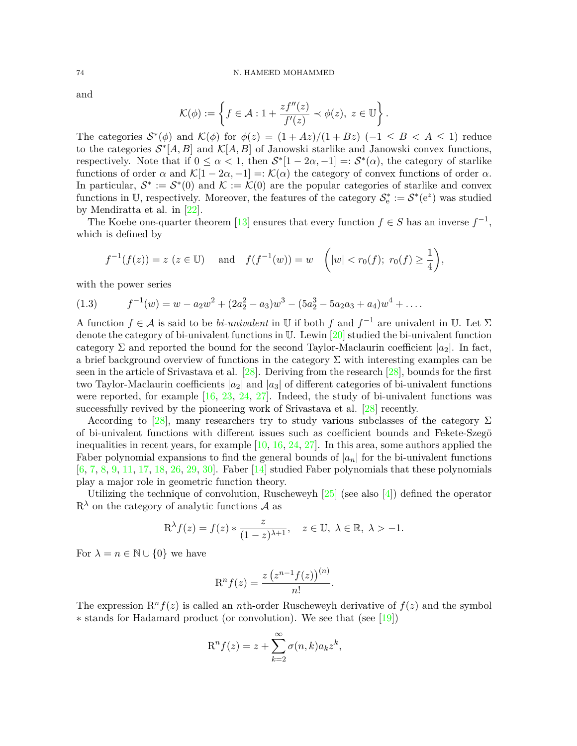and

$$\mathcal{K}(\phi) := \left\{ f \in \mathcal{A} : 1 + \frac{zf''(z)}{f'(z)} \prec \phi(z),\ z \in \mathbb{U} \right\}.$$

The categories $\mathcal{S}^*(\phi)$ and $\mathcal{K}(\phi)$ for $\phi(z) = (1 + Az)/(1 + Bz)$ $(-1 \leq B < A \leq 1)$ reduce to the categories $\mathcal{S}^*[A, B]$ and $\mathcal{K}[A, B]$ of Janowski starlike and Janowski convex functions, respectively. Note that if $0 \leq \alpha < 1$, then $\mathcal{S}^*[1 - 2\alpha, -1] =: \mathcal{S}^*(\alpha)$, the category of starlike functions of order $\alpha$ and $\mathcal{K}[1 - 2\alpha, -1] =: \mathcal{K}(\alpha)$ the category of convex functions of order $\alpha$. In particular, $\mathcal{S}^* := \mathcal{S}^*(0)$ and $\mathcal{K} := \mathcal{K}(0)$ are the popular categories of starlike and convex functions in $\mathbb{U}$, respectively. Moreover, the features of the category $\mathcal{S}^*_e := \mathcal{S}^*(e^z)$ was studied by Mendiratta et al. in [22].

The Koebe one-quarter theorem [13] ensures that every function $f \in S$ has an inverse $f^{-1}$, which is defined by

$$f^{-1}(f(z)) = z \ (z \in \mathbb{U}) \quad \text{ and } \quad f(f^{-1}(w)) = w \quad \left(|w| < r_0(f);\ r_0(f) \geq \frac{1}{4}\right),$$

with the power series

$$f^{-1}(w) = w - a_2 w^2 + (2a_2^2 - a_3)w^3 - (5a_2^3 - 5a_2 a_3 + a_4)w^4 + \ldots . \tag{1.3}$$

A function $f \in \mathcal{A}$ is said to be *bi-univalent* in $\mathbb{U}$ if both $f$ and $f^{-1}$ are univalent in $\mathbb{U}$. Let $\Sigma$ denote the category of bi-univalent functions in $\mathbb{U}$. Lewin [20] studied the bi-univalent function category $\Sigma$ and reported the bound for the second Taylor-Maclaurin coefficient $|a_2|$. In fact, a brief background overview of functions in the category $\Sigma$ with interesting examples can be seen in the article of Srivastava et al. [28]. Deriving from the research [28], bounds for the first two Taylor-Maclaurin coefficients $|a_2|$ and $|a_3|$ of different categories of bi-univalent functions were reported, for example [16, 23, 24, 27]. Indeed, the study of bi-univalent functions was successfully revived by the pioneering work of Srivastava et al. [28] recently.

According to [28], many researchers try to study various subclasses of the category $\Sigma$ of bi-univalent functions with different issues such as coefficient bounds and Fekete-Szegö inequalities in recent years, for example [10, 16, 24, 27]. In this area, some authors applied the Faber polynomial expansions to find the general bounds of $|a_n|$ for the bi-univalent functions [6, 7, 8, 9, 11, 17, 18, 26, 29, 30]. Faber [14] studied Faber polynomials that these polynomials play a major role in geometric function theory.

Utilizing the technique of convolution, Ruscheweyh [25] (see also [4]) defined the operator $\mathrm{R}^\lambda$ on the category of analytic functions $\mathcal{A}$ as

$$\mathrm{R}^\lambda f(z) = f(z) * \frac{z}{(1-z)^{\lambda+1}}, \quad z \in \mathbb{U},\ \lambda \in \mathbb{R},\ \lambda > -1.$$

For $\lambda = n \in \mathbb{N} \cup \{0\}$ we have

$$\mathrm{R}^n f(z) = \frac{z \left(z^{n-1} f(z)\right)^{(n)}}{n!}.$$

The expression $\mathrm{R}^n f(z)$ is called an $n$th-order Ruscheweyh derivative of $f(z)$ and the symbol $*$ stands for Hadamard product (or convolution). We see that (see [19])

$$\mathrm{R}^n f(z) = z + \sum_{k=2}^{\infty} \sigma(n, k) a_k z^k,$$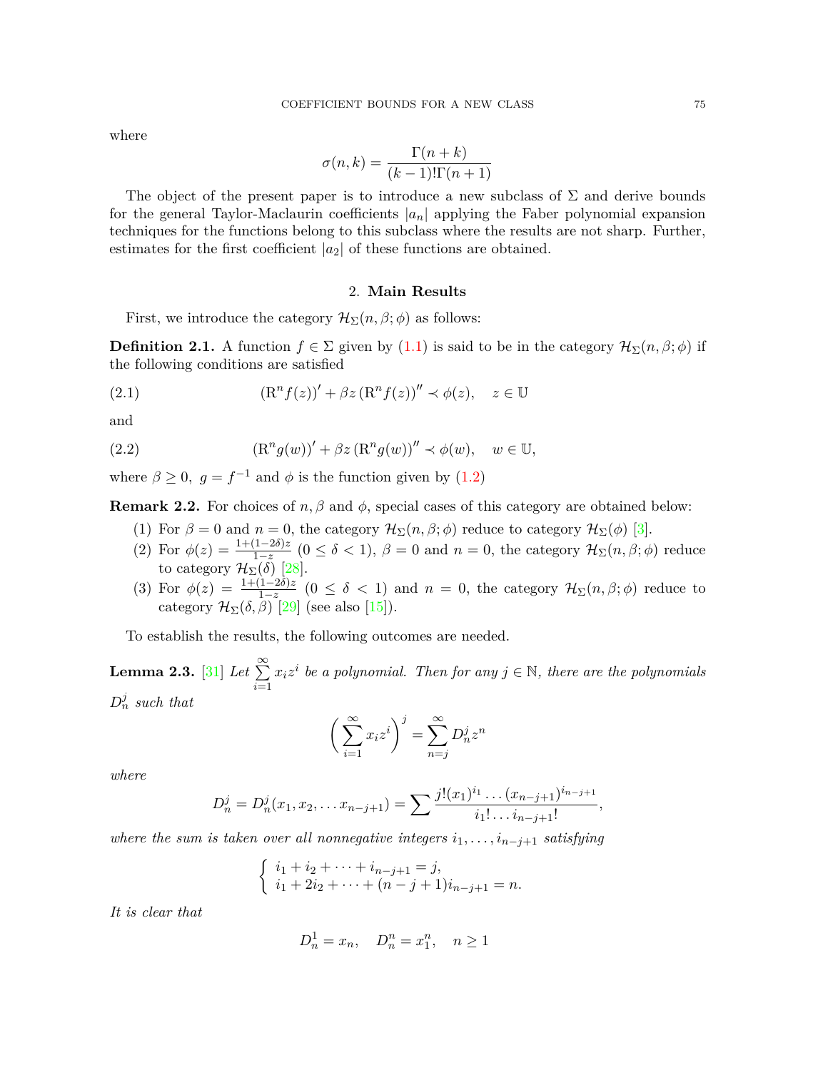where

$$\sigma(n,k) = \frac{\Gamma(n+k)}{(k-1)!\Gamma(n+1)}$$

The object of the present paper is to introduce a new subclass of $\Sigma$ and derive bounds for the general Taylor-Maclaurin coefficients $|a_n|$ applying the Faber polynomial expansion techniques for the functions belong to this subclass where the results are not sharp. Further, estimates for the first coefficient $|a_2|$ of these functions are obtained.

## 2. Main Results

First, we introduce the category $\mathcal{H}_\Sigma(n,\beta;\phi)$ as follows:

**Definition 2.1.** A function $f \in \Sigma$ given by (1.1) is said to be in the category $\mathcal{H}_\Sigma(n,\beta;\phi)$ if the following conditions are satisfied

$$(\mathrm{R}^n f(z))' + \beta z \left(\mathrm{R}^n f(z)\right)'' \prec \phi(z), \quad z \in \mathbb{U} \tag{2.1}$$

and

$$(\mathrm{R}^n g(w))' + \beta z \left(\mathrm{R}^n g(w)\right)'' \prec \phi(w), \quad w \in \mathbb{U}, \tag{2.2}$$

where $\beta \geq 0,\ g = f^{-1}$ and $\phi$ is the function given by (1.2)

**Remark 2.2.** For choices of $n, \beta$ and $\phi$, special cases of this category are obtained below:

1. For $\beta = 0$ and $n = 0$, the category $\mathcal{H}_\Sigma(n,\beta;\phi)$ reduce to category $\mathcal{H}_\Sigma(\phi)$ [3].
2. For $\phi(z) = \frac{1+(1-2\delta)z}{1-z}$ $(0 \leq \delta < 1)$, $\beta = 0$ and $n = 0$, the category $\mathcal{H}_\Sigma(n,\beta;\phi)$ reduce to category $\mathcal{H}_\Sigma(\delta)$ [28].
3. For $\phi(z) = \frac{1+(1-2\delta)z}{1-z}$ $(0 \leq \delta < 1)$ and $n = 0$, the category $\mathcal{H}_\Sigma(n,\beta;\phi)$ reduce to category $\mathcal{H}_\Sigma(\delta,\beta)$ [29] (see also [15]).

To establish the results, the following outcomes are needed.

**Lemma 2.3.** [31] *Let $\sum\limits_{i=1}^{\infty} x_i z^i$ be a polynomial. Then for any $j \in \mathbb{N}$, there are the polynomials $D_n^j$ such that*

$$\left(\sum_{i=1}^{\infty} x_i z^i\right)^j = \sum_{n=j}^{\infty} D_n^j z^n$$

*where*

$$D_n^j = D_n^j(x_1, x_2, \ldots x_{n-j+1}) = \sum \frac{j!(x_1)^{i_1} \ldots (x_{n-j+1})^{i_{n-j+1}}}{i_1! \ldots i_{n-j+1}!},$$

*where the sum is taken over all nonnegative integers $i_1, \ldots, i_{n-j+1}$ satisfying*

$$\begin{cases} i_1 + i_2 + \cdots + i_{n-j+1} = j, \\ i_1 + 2i_2 + \cdots + (n-j+1)i_{n-j+1} = n. \end{cases}$$

*It is clear that*

$$D_n^1 = x_n, \quad D_n^n = x_1^n, \quad n \geq 1$$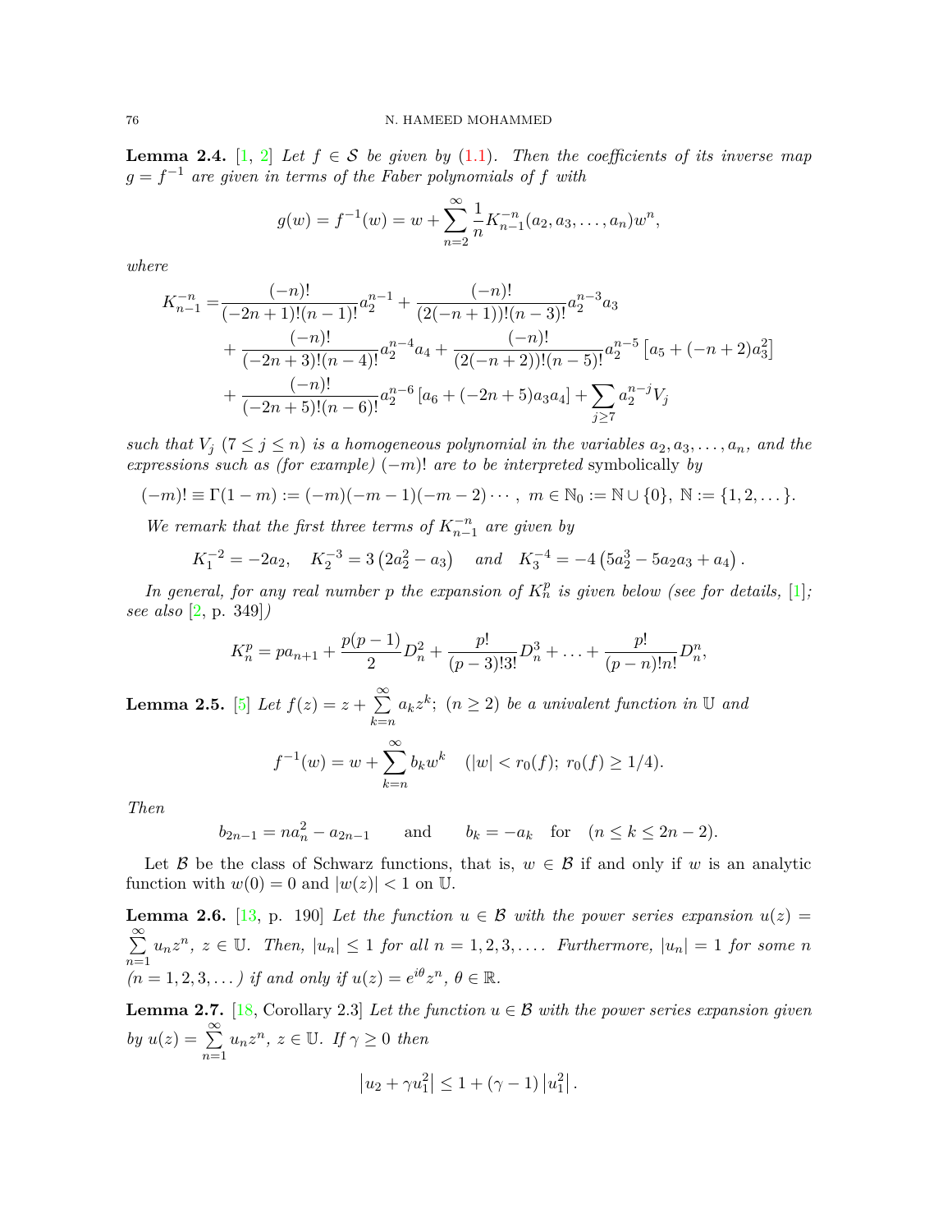**Lemma 2.4.** [1, 2] *Let $f \in \mathcal{S}$ be given by (1.1). Then the coefficients of its inverse map $g = f^{-1}$ are given in terms of the Faber polynomials of $f$ with*

$$g(w) = f^{-1}(w) = w + \sum_{n=2}^{\infty} \frac{1}{n} K_{n-1}^{-n}(a_2, a_3, \dots, a_n) w^n,$$

*where*

$$\begin{aligned}
K_{n-1}^{-n} =& \frac{(-n)!}{(-2n+1)!(n-1)!} a_2^{n-1} + \frac{(-n)!}{(2(-n+1))!(n-3)!} a_2^{n-3} a_3 \\
&+ \frac{(-n)!}{(-2n+3)!(n-4)!} a_2^{n-4} a_4 + \frac{(-n)!}{(2(-n+2))!(n-5)!} a_2^{n-5} \left[ a_5 + (-n+2) a_3^2 \right] \\
&+ \frac{(-n)!}{(-2n+5)!(n-6)!} a_2^{n-6} \left[ a_6 + (-2n+5) a_3 a_4 \right] + \sum_{j \geq 7} a_2^{n-j} V_j
\end{aligned}$$

*such that $V_j$ $(7 \leq j \leq n)$ is a homogeneous polynomial in the variables $a_2, a_3, \dots, a_n$, and the expressions such as (for example) $(-m)!$ are to be interpreted* symbolically *by*

$$(-m)! \equiv \Gamma(1-m) := (-m)(-m-1)(-m-2)\cdots, \ m \in \mathbb{N}_0 := \mathbb{N} \cup \{0\}, \ \mathbb{N} := \{1, 2, \dots\}.$$

*We remark that the first three terms of $K_{n-1}^{-n}$ are given by*

$$K_1^{-2} = -2a_2, \quad K_2^{-3} = 3\left(2a_2^2 - a_3\right) \quad \text{and} \quad K_3^{-4} = -4\left(5a_2^3 - 5a_2 a_3 + a_4\right).$$

*In general, for any real number $p$ the expansion of $K_n^p$ is given below (see for details, [1]; see also [2, p. 349])*

$$K_n^p = p a_{n+1} + \frac{p(p-1)}{2} D_n^2 + \frac{p!}{(p-3)!3!} D_n^3 + \dots + \frac{p!}{(p-n)!n!} D_n^n,$$

**Lemma 2.5.** [5] *Let $f(z) = z + \sum\limits_{k=n}^{\infty} a_k z^k$; $(n \geq 2)$ be a univalent function in $\mathbb{U}$ and*

$$f^{-1}(w) = w + \sum_{k=n}^{\infty} b_k w^k \quad (|w| < r_0(f); \ r_0(f) \geq 1/4).$$

*Then*

$$b_{2n-1} = n a_n^2 - a_{2n-1} \qquad \text{and} \qquad b_k = -a_k \quad \text{for} \quad (n \leq k \leq 2n-2).$$

Let $\mathcal{B}$ be the class of Schwarz functions, that is, $w \in \mathcal{B}$ if and only if $w$ is an analytic function with $w(0) = 0$ and $|w(z)| < 1$ on $\mathbb{U}$.

**Lemma 2.6.** [13, p. 190] *Let the function $u \in \mathcal{B}$ with the power series expansion $u(z) = \sum\limits_{n=1}^{\infty} u_n z^n$, $z \in \mathbb{U}$. Then, $|u_n| \leq 1$ for all $n = 1, 2, 3, \dots$. Furthermore, $|u_n| = 1$ for some $n$ $(n = 1, 2, 3, \dots)$ if and only if $u(z) = e^{i\theta} z^n$, $\theta \in \mathbb{R}$.*

**Lemma 2.7.** [18, Corollary 2.3] *Let the function $u \in \mathcal{B}$ with the power series expansion given by $u(z) = \sum\limits_{n=1}^{\infty} u_n z^n$, $z \in \mathbb{U}$. If $\gamma \geq 0$ then*

$$\left| u_2 + \gamma u_1^2 \right| \leq 1 + (\gamma - 1) \left| u_1^2 \right|.$$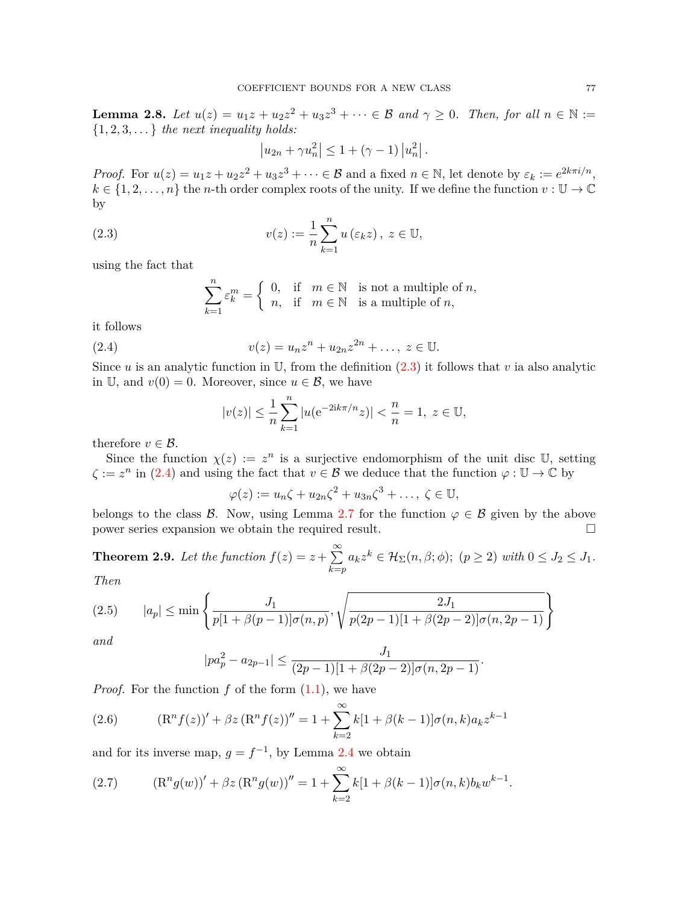**Lemma 2.8.** *Let $u(z) = u_1 z + u_2 z^2 + u_3 z^3 + \cdots \in \mathcal{B}$ and $\gamma \geq 0$. Then, for all $n \in \mathbb{N} := \{1, 2, 3, \dots\}$ the next inequality holds:*

$$\left|u_{2n} + \gamma u_n^2\right| \leq 1 + (\gamma - 1)\left|u_n^2\right|.$$

*Proof.* For $u(z) = u_1 z + u_2 z^2 + u_3 z^3 + \cdots \in \mathcal{B}$ and a fixed $n \in \mathbb{N}$, let denote by $\varepsilon_k := e^{2k\pi i/n}$, $k \in \{1, 2, \dots, n\}$ the $n$-th order complex roots of the unity. If we define the function $v : \mathbb{U} \to \mathbb{C}$ by

$$v(z) := \frac{1}{n}\sum_{k=1}^{n} u\left(\varepsilon_k z\right),\ z \in \mathbb{U}, \tag{2.3}$$

using the fact that

$$\sum_{k=1}^{n} \varepsilon_k^m = \begin{cases} 0, & \text{if} \quad m \in \mathbb{N} \quad \text{is not a multiple of } n, \\ n, & \text{if} \quad m \in \mathbb{N} \quad \text{is a multiple of } n, \end{cases}$$

it follows

$$v(z) = u_n z^n + u_{2n} z^{2n} + \dots,\ z \in \mathbb{U}. \tag{2.4}$$

Since $u$ is an analytic function in $\mathbb{U}$, from the definition (2.3) it follows that $v$ ia also analytic in $\mathbb{U}$, and $v(0) = 0$. Moreover, since $u \in \mathcal{B}$, we have

$$|v(z)| \leq \frac{1}{n}\sum_{k=1}^{n} |u(\mathrm{e}^{-2ik\pi/n} z)| < \frac{n}{n} = 1,\ z \in \mathbb{U},$$

therefore $v \in \mathcal{B}$.

Since the function $\chi(z) := z^n$ is a surjective endomorphism of the unit disc $\mathbb{U}$, setting $\zeta := z^n$ in (2.4) and using the fact that $v \in \mathcal{B}$ we deduce that the function $\varphi : \mathbb{U} \to \mathbb{C}$ by

$$\varphi(z) := u_n \zeta + u_{2n}\zeta^2 + u_{3n}\zeta^3 + \dots,\ \zeta \in \mathbb{U},$$

belongs to the class $\mathcal{B}$. Now, using Lemma 2.7 for the function $\varphi \in \mathcal{B}$ given by the above power series expansion we obtain the required result. $\square$

**Theorem 2.9.** *Let the function $f(z) = z + \sum\limits_{k=p}^{\infty} a_k z^k \in \mathcal{H}_{\Sigma}(n, \beta; \phi)$; $(p \geq 2)$ with $0 \leq J_2 \leq J_1$. Then*

$$|a_p| \leq \min\left\{\frac{J_1}{p[1 + \beta(p-1)]\sigma(n, p)}, \sqrt{\frac{2J_1}{p(2p-1)[1 + \beta(2p-2)]\sigma(n, 2p-1)}}\right\} \tag{2.5}$$

*and*

$$|pa_p^2 - a_{2p-1}| \leq \frac{J_1}{(2p-1)[1 + \beta(2p-2)]\sigma(n, 2p-1)}.$$

*Proof.* For the function $f$ of the form (1.1), we have

$$(\mathrm{R}^n f(z))' + \beta z\left(\mathrm{R}^n f(z)\right)'' = 1 + \sum_{k=2}^{\infty} k[1 + \beta(k-1)]\sigma(n, k) a_k z^{k-1} \tag{2.6}$$

and for its inverse map, $g = f^{-1}$, by Lemma 2.4 we obtain

$$(\mathrm{R}^n g(w))' + \beta z\left(\mathrm{R}^n g(w)\right)'' = 1 + \sum_{k=2}^{\infty} k[1 + \beta(k-1)]\sigma(n, k) b_k w^{k-1}. \tag{2.7}$$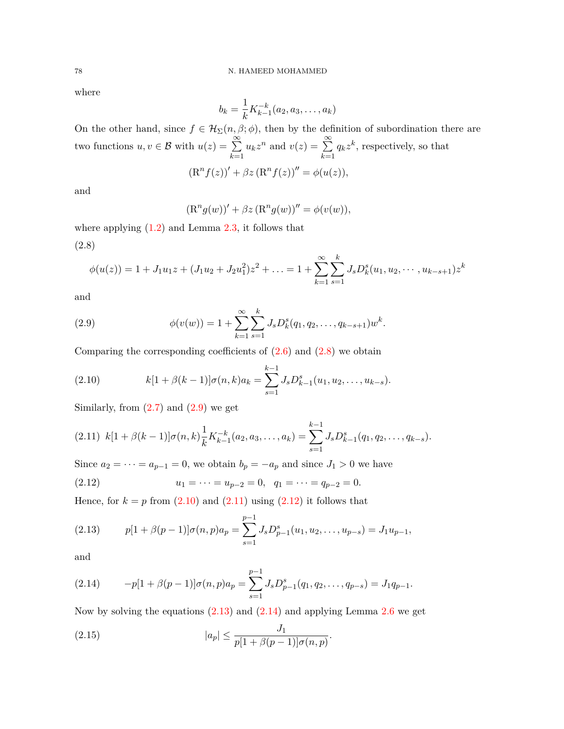where

$$b_k = \frac{1}{k} K_{k-1}^{-k}(a_2, a_3, \ldots, a_k)$$

On the other hand, since $f \in \mathcal{H}_\Sigma(n, \beta; \phi)$, then by the definition of subordination there are two functions $u, v \in \mathcal{B}$ with $u(z) = \sum\limits_{k=1}^{\infty} u_k z^n$ and $v(z) = \sum\limits_{k=1}^{\infty} q_k z^k$, respectively, so that

$$(\mathrm{R}^n f(z))' + \beta z \left(\mathrm{R}^n f(z)\right)'' = \phi(u(z)),$$

and

$$(\mathrm{R}^n g(w))' + \beta z \left(\mathrm{R}^n g(w)\right)'' = \phi(v(w)),$$

where applying (1.2) and Lemma 2.3, it follows that

(2.8)

$$\phi(u(z)) = 1 + J_1 u_1 z + (J_1 u_2 + J_2 u_1^2) z^2 + \ldots = 1 + \sum_{k=1}^{\infty} \sum_{s=1}^{k} J_s D_k^s(u_1, u_2, \cdots, u_{k-s+1}) z^k$$

and

$$\phi(v(w)) = 1 + \sum_{k=1}^{\infty} \sum_{s=1}^{k} J_s D_k^s(q_1, q_2, \ldots, q_{k-s+1}) w^k. \tag{2.9}$$

Comparing the corresponding coefficients of (2.6) and (2.8) we obtain

$$k[1 + \beta(k-1)]\sigma(n,k) a_k = \sum_{s=1}^{k-1} J_s D_{k-1}^s(u_1, u_2, \ldots, u_{k-s}). \tag{2.10}$$

Similarly, from (2.7) and (2.9) we get

$$k[1 + \beta(k-1)]\sigma(n,k) \frac{1}{k} K_{k-1}^{-k}(a_2, a_3, \ldots, a_k) = \sum_{s=1}^{k-1} J_s D_{k-1}^s(q_1, q_2, \ldots, q_{k-s}). \tag{2.11}$$

Since $a_2 = \cdots = a_{p-1} = 0$, we obtain $b_p = -a_p$ and since $J_1 > 0$ we have

$$u_1 = \cdots = u_{p-2} = 0, \quad q_1 = \cdots = q_{p-2} = 0. \tag{2.12}$$

Hence, for $k = p$ from (2.10) and (2.11) using (2.12) it follows that

$$p[1 + \beta(p-1)]\sigma(n,p) a_p = \sum_{s=1}^{p-1} J_s D_{p-1}^s(u_1, u_2, \ldots, u_{p-s}) = J_1 u_{p-1}, \tag{2.13}$$

and

$$-p[1 + \beta(p-1)]\sigma(n,p) a_p = \sum_{s=1}^{p-1} J_s D_{p-1}^s(q_1, q_2, \ldots, q_{p-s}) = J_1 q_{p-1}. \tag{2.14}$$

Now by solving the equations (2.13) and (2.14) and applying Lemma 2.6 we get

$$|a_p| \leq \frac{J_1}{p[1 + \beta(p-1)]\sigma(n,p)}. \tag{2.15}$$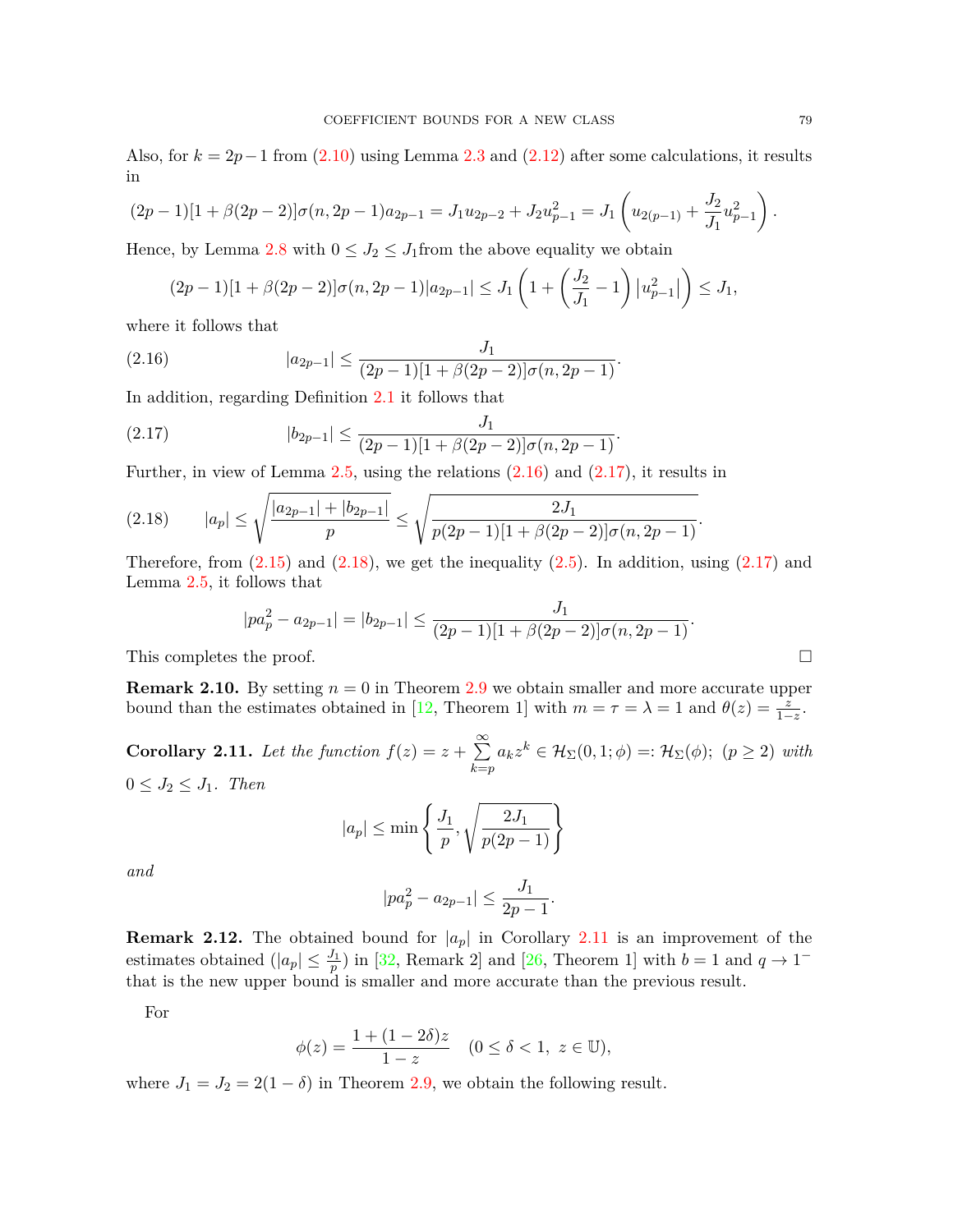Also, for $k = 2p-1$ from (2.10) using Lemma 2.3 and (2.12) after some calculations, it results in

$$(2p-1)[1+\beta(2p-2)]\sigma(n,2p-1)a_{2p-1} = J_1 u_{2p-2} + J_2 u_{p-1}^2 = J_1\left(u_{2(p-1)} + \frac{J_2}{J_1}u_{p-1}^2\right).$$

Hence, by Lemma 2.8 with $0 \le J_2 \le J_1$from the above equality we obtain

$$(2p-1)[1+\beta(2p-2)]\sigma(n,2p-1)|a_{2p-1}| \le J_1\left(1 + \left(\frac{J_2}{J_1} - 1\right)\left|u_{p-1}^2\right|\right) \le J_1,$$

where it follows that

$$|a_{2p-1}| \le \frac{J_1}{(2p-1)[1+\beta(2p-2)]\sigma(n,2p-1)}. \tag{2.16}$$

In addition, regarding Definition 2.1 it follows that

$$|b_{2p-1}| \le \frac{J_1}{(2p-1)[1+\beta(2p-2)]\sigma(n,2p-1)}. \tag{2.17}$$

Further, in view of Lemma 2.5, using the relations (2.16) and (2.17), it results in

$$|a_p| \le \sqrt{\frac{|a_{2p-1}| + |b_{2p-1}|}{p}} \le \sqrt{\frac{2J_1}{p(2p-1)[1+\beta(2p-2)]\sigma(n,2p-1)}}. \tag{2.18}$$

Therefore, from (2.15) and (2.18), we get the inequality (2.5). In addition, using (2.17) and Lemma 2.5, it follows that

$$|pa_p^2 - a_{2p-1}| = |b_{2p-1}| \le \frac{J_1}{(2p-1)[1+\beta(2p-2)]\sigma(n,2p-1)}.$$

This completes the proof. □

**Remark 2.10.** By setting $n = 0$ in Theorem 2.9 we obtain smaller and more accurate upper bound than the estimates obtained in [12, Theorem 1] with $m = \tau = \lambda = 1$ and $\theta(z) = \frac{z}{1-z}$.

**Corollary 2.11.** *Let the function* $f(z) = z + \sum_{k=p}^{\infty} a_k z^k \in \mathcal{H}_\Sigma(0,1;\phi) =: \mathcal{H}_\Sigma(\phi);$ $(p \ge 2)$ *with* $0 \le J_2 \le J_1$. *Then*

$$|a_p| \le \min\left\{\frac{J_1}{p}, \sqrt{\frac{2J_1}{p(2p-1)}}\right\}$$

*and*

$$|pa_p^2 - a_{2p-1}| \le \frac{J_1}{2p-1}.$$

**Remark 2.12.** The obtained bound for $|a_p|$ in Corollary 2.11 is an improvement of the estimates obtained ($|a_p| \le \frac{J_1}{p}$) in [32, Remark 2] and [26, Theorem 1] with $b = 1$ and $q \to 1^-$ that is the new upper bound is smaller and more accurate than the previous result.

For

$$\phi(z) = \frac{1 + (1-2\delta)z}{1-z} \quad (0 \le \delta < 1,\ z \in \mathbb{U}),$$

where $J_1 = J_2 = 2(1-\delta)$ in Theorem 2.9, we obtain the following result.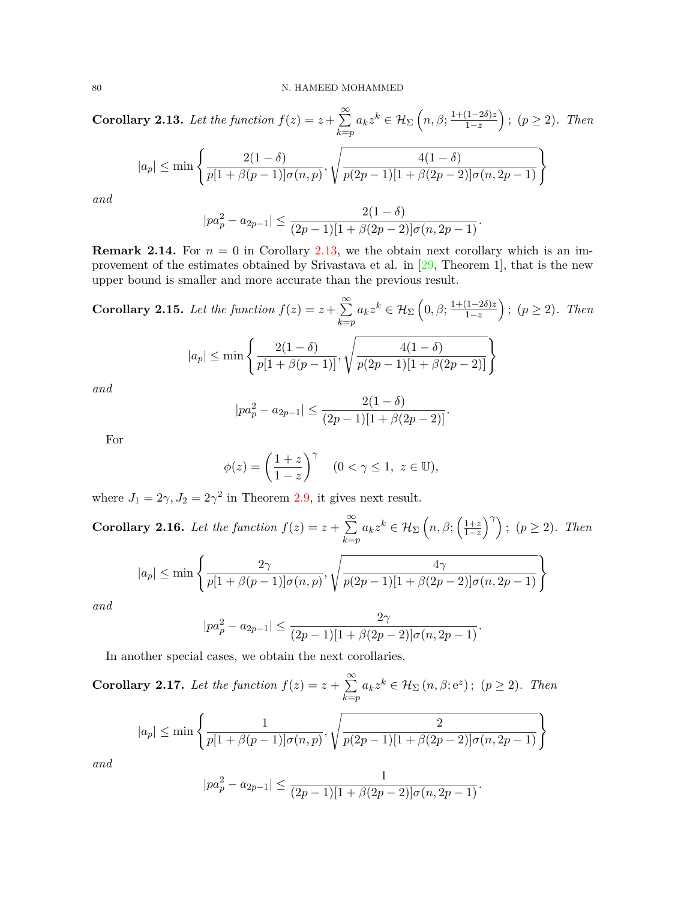**Corollary 2.13.** *Let the function* $f(z) = z + \sum\limits_{k=p}^{\infty} a_k z^k \in \mathcal{H}_\Sigma\left(n, \beta; \frac{1+(1-2\delta)z}{1-z}\right);\ (p \geq 2)$. *Then*

$$|a_p| \leq \min\left\{\frac{2(1-\delta)}{p[1+\beta(p-1)]\sigma(n,p)}, \sqrt{\frac{4(1-\delta)}{p(2p-1)[1+\beta(2p-2)]\sigma(n,2p-1)}}\right\}$$

*and*

$$|pa_p^2 - a_{2p-1}| \leq \frac{2(1-\delta)}{(2p-1)[1+\beta(2p-2)]\sigma(n,2p-1)}.$$

**Remark 2.14.** For $n = 0$ in Corollary 2.13, we the obtain next corollary which is an improvement of the estimates obtained by Srivastava et al. in [29, Theorem 1], that is the new upper bound is smaller and more accurate than the previous result.

**Corollary 2.15.** *Let the function* $f(z) = z + \sum\limits_{k=p}^{\infty} a_k z^k \in \mathcal{H}_\Sigma\left(0, \beta; \frac{1+(1-2\delta)z}{1-z}\right);\ (p \geq 2)$. *Then*

$$|a_p| \leq \min\left\{\frac{2(1-\delta)}{p[1+\beta(p-1)]}, \sqrt{\frac{4(1-\delta)}{p(2p-1)[1+\beta(2p-2)]}}\right\}$$

*and*

$$|pa_p^2 - a_{2p-1}| \leq \frac{2(1-\delta)}{(2p-1)[1+\beta(2p-2)]}.$$

For

$$\phi(z) = \left(\frac{1+z}{1-z}\right)^\gamma \quad (0 < \gamma \leq 1,\ z \in \mathbb{U}),$$

where $J_1 = 2\gamma, J_2 = 2\gamma^2$ in Theorem 2.9, it gives next result.

**Corollary 2.16.** *Let the function* $f(z) = z + \sum\limits_{k=p}^{\infty} a_k z^k \in \mathcal{H}_\Sigma\left(n, \beta; \left(\frac{1+z}{1-z}\right)^\gamma\right);\ (p \geq 2)$. *Then*

$$|a_p| \leq \min\left\{\frac{2\gamma}{p[1+\beta(p-1)]\sigma(n,p)}, \sqrt{\frac{4\gamma}{p(2p-1)[1+\beta(2p-2)]\sigma(n,2p-1)}}\right\}$$

*and*

$$|pa_p^2 - a_{2p-1}| \leq \frac{2\gamma}{(2p-1)[1+\beta(2p-2)]\sigma(n,2p-1)}.$$

In another special cases, we obtain the next corollaries.

**Corollary 2.17.** *Let the function* $f(z) = z + \sum\limits_{k=p}^{\infty} a_k z^k \in \mathcal{H}_\Sigma(n, \beta; e^z);\ (p \geq 2)$. *Then*

$$|a_p| \leq \min\left\{\frac{1}{p[1+\beta(p-1)]\sigma(n,p)}, \sqrt{\frac{2}{p(2p-1)[1+\beta(2p-2)]\sigma(n,2p-1)}}\right\}$$

*and*

$$|pa_p^2 - a_{2p-1}| \leq \frac{1}{(2p-1)[1+\beta(2p-2)]\sigma(n,2p-1)}.$$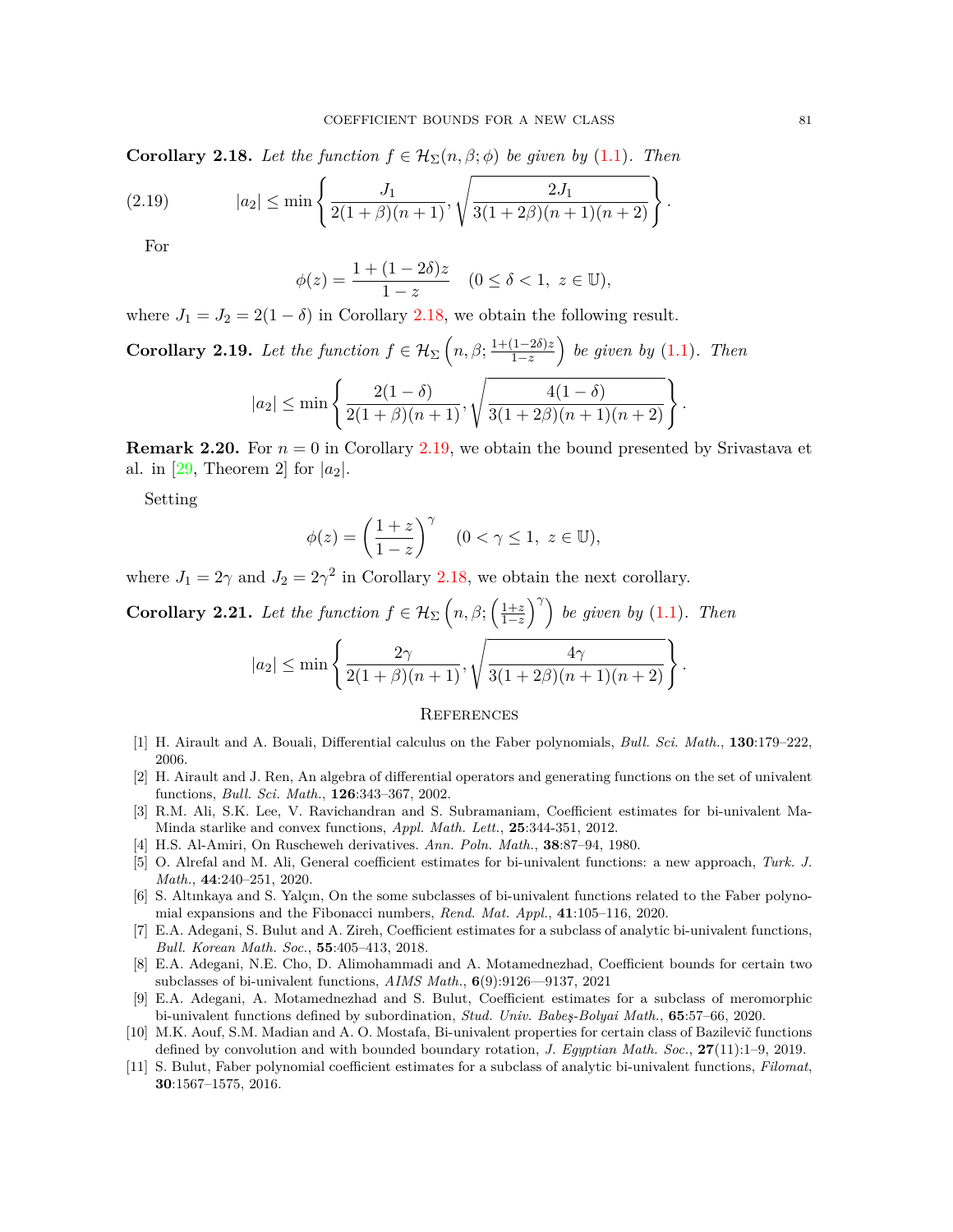**Corollary 2.18.** *Let the function $f \in \mathcal{H}_\Sigma(n, \beta; \phi)$ be given by (1.1). Then*

$$|a_2| \leq \min\left\{ \frac{J_1}{2(1+\beta)(n+1)}, \sqrt{\frac{2J_1}{3(1+2\beta)(n+1)(n+2)}} \right\}. \tag{2.19}$$

For

$$\phi(z) = \frac{1 + (1-2\delta)z}{1-z} \quad (0 \leq \delta < 1,\ z \in \mathbb{U}),$$

where $J_1 = J_2 = 2(1-\delta)$ in Corollary 2.18, we obtain the following result.

**Corollary 2.19.** *Let the function $f \in \mathcal{H}_\Sigma\left(n, \beta; \frac{1+(1-2\delta)z}{1-z}\right)$ be given by (1.1). Then*

$$|a_2| \leq \min\left\{ \frac{2(1-\delta)}{2(1+\beta)(n+1)}, \sqrt{\frac{4(1-\delta)}{3(1+2\beta)(n+1)(n+2)}} \right\}.$$

**Remark 2.20.** For $n = 0$ in Corollary 2.19, we obtain the bound presented by Srivastava et al. in [29, Theorem 2] for $|a_2|$.

Setting

$$\phi(z) = \left(\frac{1+z}{1-z}\right)^\gamma \quad (0 < \gamma \leq 1,\ z \in \mathbb{U}),$$

where $J_1 = 2\gamma$ and $J_2 = 2\gamma^2$ in Corollary 2.18, we obtain the next corollary.

**Corollary 2.21.** *Let the function $f \in \mathcal{H}_\Sigma\left(n, \beta; \left(\frac{1+z}{1-z}\right)^\gamma\right)$ be given by (1.1). Then*

$$|a_2| \leq \min\left\{ \frac{2\gamma}{2(1+\beta)(n+1)}, \sqrt{\frac{4\gamma}{3(1+2\beta)(n+1)(n+2)}} \right\}.$$

## References

[1] H. Airault and A. Bouali, Differential calculus on the Faber polynomials, *Bull. Sci. Math.*, **130**:179–222, 2006.

[2] H. Airault and J. Ren, An algebra of differential operators and generating functions on the set of univalent functions, *Bull. Sci. Math.*, **126**:343–367, 2002.

[3] R.M. Ali, S.K. Lee, V. Ravichandran and S. Subramaniam, Coefficient estimates for bi-univalent Ma-Minda starlike and convex functions, *Appl. Math. Lett.*, **25**:344-351, 2012.

[4] H.S. Al-Amiri, On Ruscheweh derivatives. *Ann. Poln. Math.*, **38**:87–94, 1980.

[5] O. Alrefal and M. Ali, General coefficient estimates for bi-univalent functions: a new approach, *Turk. J. Math.*, **44**:240–251, 2020.

[6] S. Altınkaya and S. Yalçın, On the some subclasses of bi-univalent functions related to the Faber polynomial expansions and the Fibonacci numbers, *Rend. Mat. Appl.*, **41**:105–116, 2020.

[7] E.A. Adegani, S. Bulut and A. Zireh, Coefficient estimates for a subclass of analytic bi-univalent functions, *Bull. Korean Math. Soc.*, **55**:405–413, 2018.

[8] E.A. Adegani, N.E. Cho, D. Alimohammadi and A. Motamednezhad, Coefficient bounds for certain two subclasses of bi-univalent functions, *AIMS Math.*, **6**(9):9126—9137, 2021

[9] E.A. Adegani, A. Motamednezhad and S. Bulut, Coefficient estimates for a subclass of meromorphic bi-univalent functions defined by subordination, *Stud. Univ. Babeş-Bolyai Math.*, **65**:57–66, 2020.

[10] M.K. Aouf, S.M. Madian and A. O. Mostafa, Bi-univalent properties for certain class of Bazilevič functions defined by convolution and with bounded boundary rotation, *J. Egyptian Math. Soc.*, **27**(11):1–9, 2019.

[11] S. Bulut, Faber polynomial coefficient estimates for a subclass of analytic bi-univalent functions, *Filomat*, **30**:1567–1575, 2016.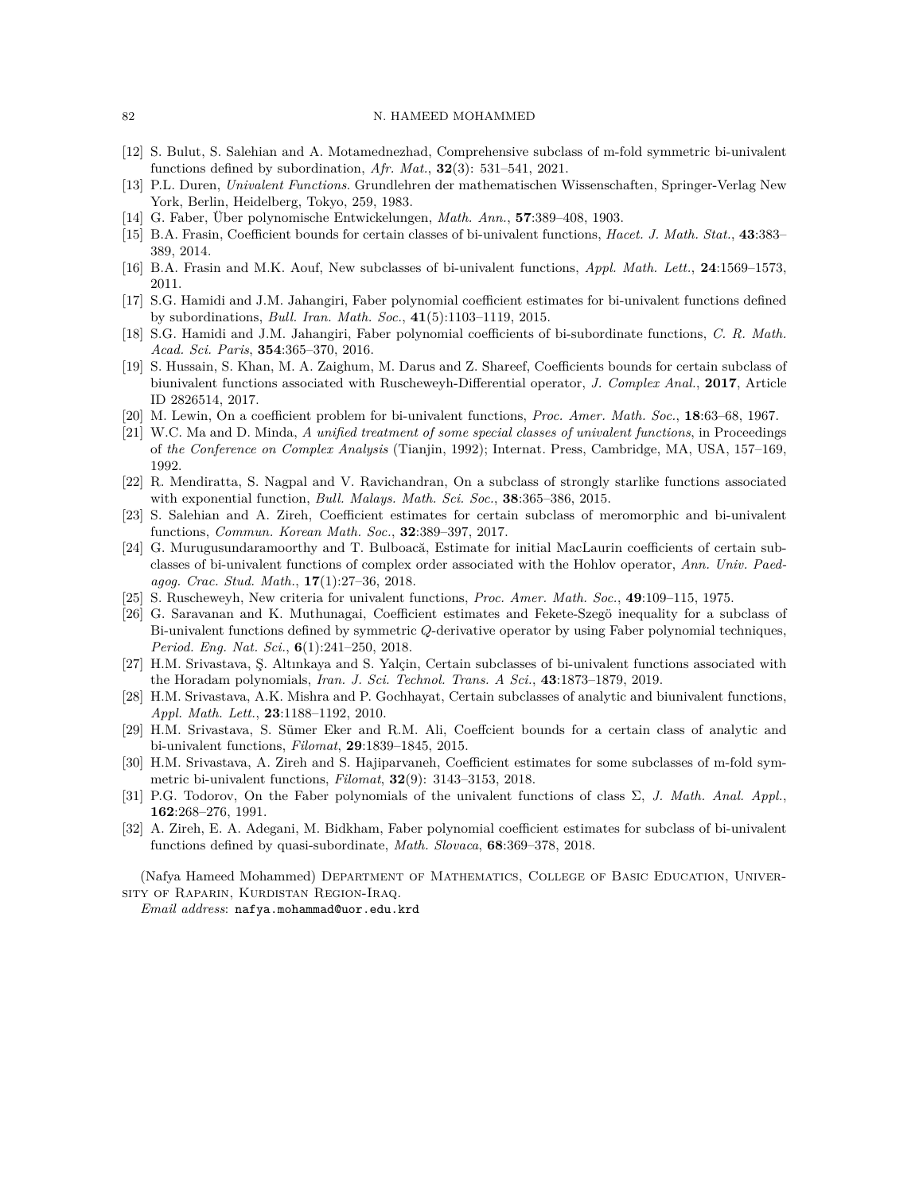[12] S. Bulut, S. Salehian and A. Motamednezhad, Comprehensive subclass of m-fold symmetric bi-univalent functions defined by subordination, *Afr. Mat.*, **32**(3): 531–541, 2021.

[13] P.L. Duren, *Univalent Functions*. Grundlehren der mathematischen Wissenschaften, Springer-Verlag New York, Berlin, Heidelberg, Tokyo, 259, 1983.

[14] G. Faber, Über polynomische Entwickelungen, *Math. Ann.*, **57**:389–408, 1903.

[15] B.A. Frasin, Coefficient bounds for certain classes of bi-univalent functions, *Hacet. J. Math. Stat.*, **43**:383–389, 2014.

[16] B.A. Frasin and M.K. Aouf, New subclasses of bi-univalent functions, *Appl. Math. Lett.*, **24**:1569–1573, 2011.

[17] S.G. Hamidi and J.M. Jahangiri, Faber polynomial coefficient estimates for bi-univalent functions defined by subordinations, *Bull. Iran. Math. Soc.*, **41**(5):1103–1119, 2015.

[18] S.G. Hamidi and J.M. Jahangiri, Faber polynomial coefficients of bi-subordinate functions, *C. R. Math. Acad. Sci. Paris*, **354**:365–370, 2016.

[19] S. Hussain, S. Khan, M. A. Zaighum, M. Darus and Z. Shareef, Coefficients bounds for certain subclass of biunivalent functions associated with Ruscheweyh-Differential operator, *J. Complex Anal.*, **2017**, Article ID 2826514, 2017.

[20] M. Lewin, On a coefficient problem for bi-univalent functions, *Proc. Amer. Math. Soc.*, **18**:63–68, 1967.

[21] W.C. Ma and D. Minda, *A unified treatment of some special classes of univalent functions*, in Proceedings of *the Conference on Complex Analysis* (Tianjin, 1992); Internat. Press, Cambridge, MA, USA, 157–169, 1992.

[22] R. Mendiratta, S. Nagpal and V. Ravichandran, On a subclass of strongly starlike functions associated with exponential function, *Bull. Malays. Math. Sci. Soc.*, **38**:365–386, 2015.

[23] S. Salehian and A. Zireh, Coefficient estimates for certain subclass of meromorphic and bi-univalent functions, *Commun. Korean Math. Soc.*, **32**:389–397, 2017.

[24] G. Murugusundaramoorthy and T. Bulboacă, Estimate for initial MacLaurin coefficients of certain subclasses of bi-univalent functions of complex order associated with the Hohlov operator, *Ann. Univ. Paedagog. Crac. Stud. Math.*, **17**(1):27–36, 2018.

[25] S. Ruscheweyh, New criteria for univalent functions, *Proc. Amer. Math. Soc.*, **49**:109–115, 1975.

[26] G. Saravanan and K. Muthunagai, Coefficient estimates and Fekete-Szegö inequality for a subclass of Bi-univalent functions defined by symmetric $Q$-derivative operator by using Faber polynomial techniques, *Period. Eng. Nat. Sci.*, **6**(1):241–250, 2018.

[27] H.M. Srivastava, Ş. Altınkaya and S. Yalçin, Certain subclasses of bi-univalent functions associated with the Horadam polynomials, *Iran. J. Sci. Technol. Trans. A Sci.*, **43**:1873–1879, 2019.

[28] H.M. Srivastava, A.K. Mishra and P. Gochhayat, Certain subclasses of analytic and biunivalent functions, *Appl. Math. Lett.*, **23**:1188–1192, 2010.

[29] H.M. Srivastava, S. Sümer Eker and R.M. Ali, Coeffcient bounds for a certain class of analytic and bi-univalent functions, *Filomat*, **29**:1839–1845, 2015.

[30] H.M. Srivastava, A. Zireh and S. Hajiparvaneh, Coefficient estimates for some subclasses of m-fold symmetric bi-univalent functions, *Filomat*, **32**(9): 3143–3153, 2018.

[31] P.G. Todorov, On the Faber polynomials of the univalent functions of class $\Sigma$, *J. Math. Anal. Appl.*, **162**:268–276, 1991.

[32] A. Zireh, E. A. Adegani, M. Bidkham, Faber polynomial coefficient estimates for subclass of bi-univalent functions defined by quasi-subordinate, *Math. Slovaca*, **68**:369–378, 2018.

(Nafya Hameed Mohammed) Department of Mathematics, College of Basic Education, University of Raparin, Kurdistan Region-Iraq.

*Email address*: nafya.mohammad@uor.edu.krd